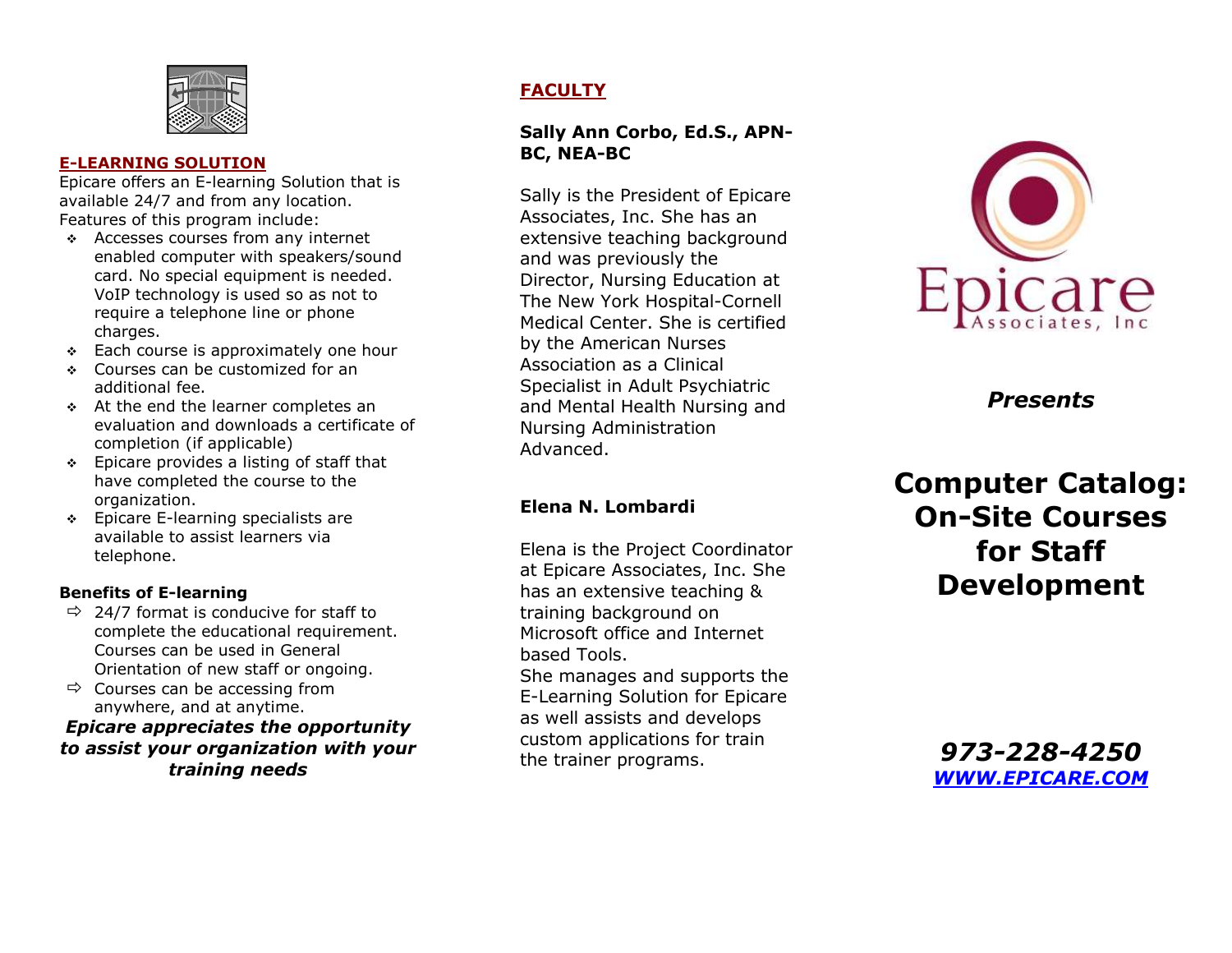## E-LEARNING SOLUTION

Epicare offers an E-learning Solution that is available 24/7 and from any location. Features of this program include:

- Accesses courses from any internet enabled computer with speakers/sound card. No special equipment is needed. VoIP technology is used so as not to require a telephone line or phone charges.
- Each course is approximately one hour
- Courses can be customized for an additional fee.
- At the end the learner completes an evaluation and downloads a certificate of completion (if applicable)
- Epicare provides a listing of staff that have completed the course to the organization.
- Epicare E-learning specialists are available to assist learners via telephone.

### Benefits of E-learning

- 24/7 format is conducive for staff to complete the educational requirement. Courses can be used in General Orientation of new staff or ongoing.
- Courses can be accessing from anywhere, and at anytime.

***Epicare appreciates the opportunity to assist your organization with your training needs***

## FACULTY

### Sally Ann Corbo, Ed.S., APN-BC, NEA-BC

Sally is the President of Epicare Associates, Inc. She has an extensive teaching background and was previously the Director, Nursing Education at The New York Hospital-Cornell Medical Center. She is certified by the American Nurses Association as a Clinical Specialist in Adult Psychiatric and Mental Health Nursing and Nursing Administration Advanced.

### Elena N. Lombardi

Elena is the Project Coordinator at Epicare Associates, Inc. She has an extensive teaching & training background on Microsoft office and Internet based Tools.
She manages and supports the E-Learning Solution for Epicare as well assists and develops custom applications for train the trainer programs.

Epicare Associates, Inc

***Presents***

# Computer Catalog: On-Site Courses for Staff Development

***973-228-4250***
***WWW.EPICARE.COM***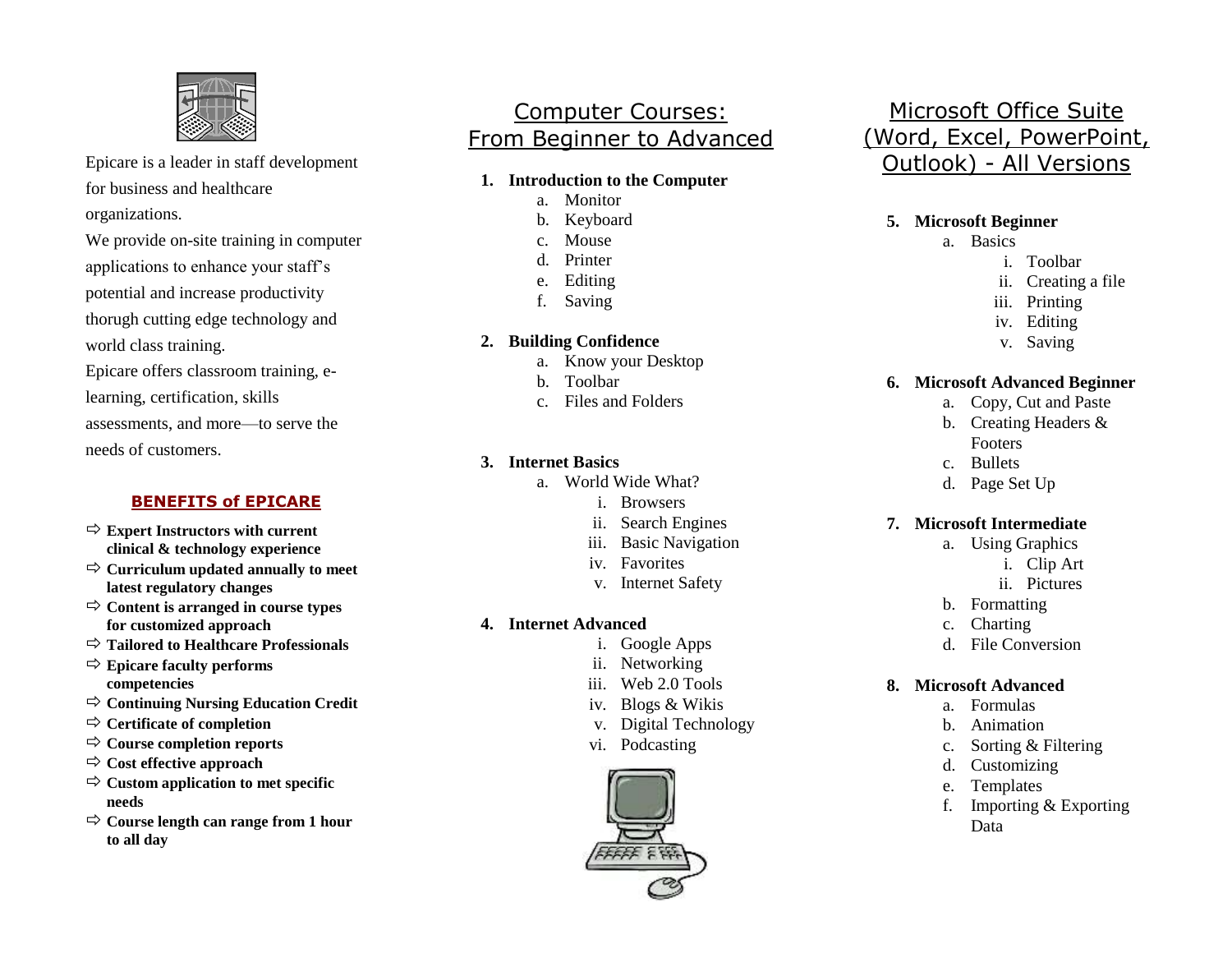Epicare is a leader in staff development for business and healthcare organizations.

We provide on-site training in computer applications to enhance your staff's potential and increase productivity thorugh cutting edge technology and world class training.

Epicare offers classroom training, e-learning, certification, skills assessments, and more—to serve the needs of customers.

## BENEFITS of EPICARE

- **Expert Instructors with current clinical & technology experience**
- **Curriculum updated annually to meet latest regulatory changes**
- **Content is arranged in course types for customized approach**
- **Tailored to Healthcare Professionals**
- **Epicare faculty performs competencies**
- **Continuing Nursing Education Credit**
- **Certificate of completion**
- **Course completion reports**
- **Cost effective approach**
- **Custom application to met specific needs**
- **Course length can range from 1 hour to all day**

# Computer Courses: From Beginner to Advanced

1. **Introduction to the Computer**
   a. Monitor
   b. Keyboard
   c. Mouse
   d. Printer
   e. Editing
   f. Saving

2. **Building Confidence**
   a. Know your Desktop
   b. Toolbar
   c. Files and Folders

3. **Internet Basics**
   a. World Wide What?
      i. Browsers
      ii. Search Engines
      iii. Basic Navigation
      iv. Favorites
      v. Internet Safety

4. **Internet Advanced**
   i. Google Apps
   ii. Networking
   iii. Web 2.0 Tools
   iv. Blogs & Wikis
   v. Digital Technology
   vi. Podcasting

# Microsoft Office Suite (Word, Excel, PowerPoint, Outlook) - All Versions

5. **Microsoft Beginner**
   a. Basics
      i. Toolbar
      ii. Creating a file
      iii. Printing
      iv. Editing
      v. Saving

6. **Microsoft Advanced Beginner**
   a. Copy, Cut and Paste
   b. Creating Headers & Footers
   c. Bullets
   d. Page Set Up

7. **Microsoft Intermediate**
   a. Using Graphics
      i. Clip Art
      ii. Pictures
   b. Formatting
   c. Charting
   d. File Conversion

8. **Microsoft Advanced**
   a. Formulas
   b. Animation
   c. Sorting & Filtering
   d. Customizing
   e. Templates
   f. Importing & Exporting Data